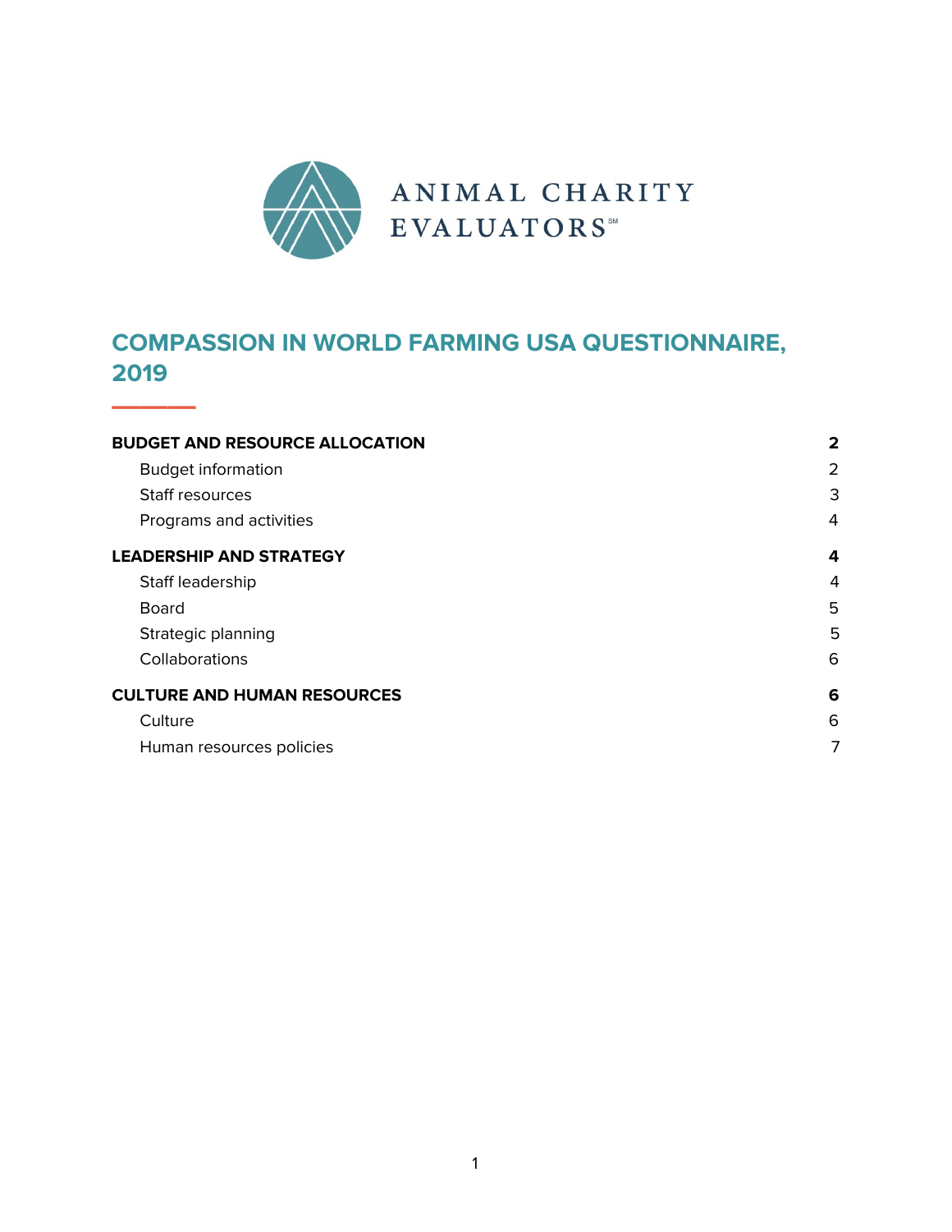ANIMAL CHARITY EVALUATORS

# COMPASSION IN WORLD FARMING USA QUESTIONNAIRE, 2019

**BUDGET AND RESOURCE ALLOCATION** **2**
- Budget information 2
- Staff resources 3
- Programs and activities 4

**LEADERSHIP AND STRATEGY** **4**
- Staff leadership 4
- Board 5
- Strategic planning 5
- Collaborations 6

**CULTURE AND HUMAN RESOURCES** **6**
- Culture 6
- Human resources policies 7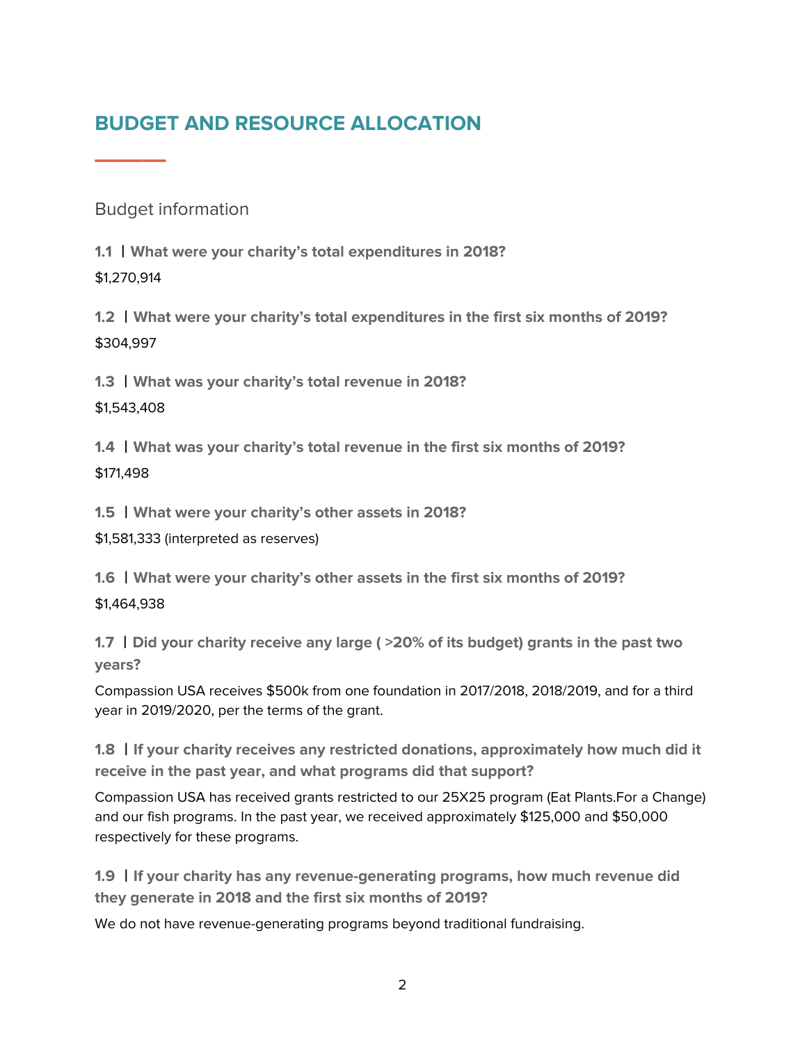# BUDGET AND RESOURCE ALLOCATION

## Budget information

**1.1 | What were your charity's total expenditures in 2018?**

$1,270,914

**1.2 | What were your charity's total expenditures in the first six months of 2019?**

$304,997

**1.3 | What was your charity's total revenue in 2018?**

$1,543,408

**1.4 | What was your charity's total revenue in the first six months of 2019?**

$171,498

**1.5 | What were your charity's other assets in 2018?**

$1,581,333 (interpreted as reserves)

**1.6 | What were your charity's other assets in the first six months of 2019?**

$1,464,938

**1.7 | Did your charity receive any large ( >20% of its budget) grants in the past two years?**

Compassion USA receives $500k from one foundation in 2017/2018, 2018/2019, and for a third year in 2019/2020, per the terms of the grant.

**1.8 | If your charity receives any restricted donations, approximately how much did it receive in the past year, and what programs did that support?**

Compassion USA has received grants restricted to our 25X25 program (Eat Plants.For a Change) and our fish programs. In the past year, we received approximately $125,000 and $50,000 respectively for these programs.

**1.9 | If your charity has any revenue-generating programs, how much revenue did they generate in 2018 and the first six months of 2019?**

We do not have revenue-generating programs beyond traditional fundraising.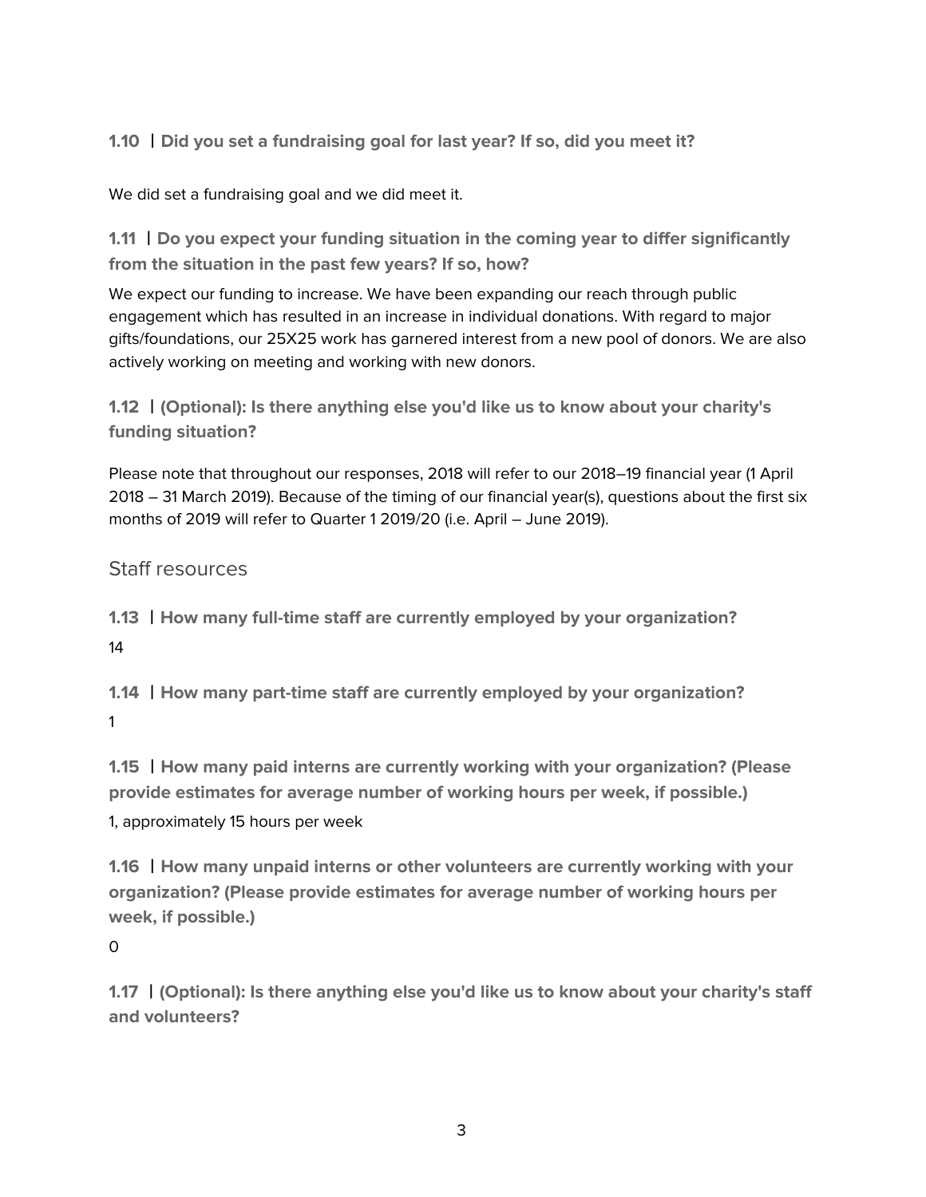**1.10 | Did you set a fundraising goal for last year? If so, did you meet it?**

We did set a fundraising goal and we did meet it.

**1.11 | Do you expect your funding situation in the coming year to differ significantly from the situation in the past few years? If so, how?**

We expect our funding to increase. We have been expanding our reach through public engagement which has resulted in an increase in individual donations. With regard to major gifts/foundations, our 25X25 work has garnered interest from a new pool of donors. We are also actively working on meeting and working with new donors.

**1.12 | (Optional): Is there anything else you'd like us to know about your charity's funding situation?**

Please note that throughout our responses, 2018 will refer to our 2018–19 financial year (1 April 2018 – 31 March 2019). Because of the timing of our financial year(s), questions about the first six months of 2019 will refer to Quarter 1 2019/20 (i.e. April – June 2019).

## Staff resources

**1.13 | How many full-time staff are currently employed by your organization?**

14

**1.14 | How many part-time staff are currently employed by your organization?**

1

**1.15 | How many paid interns are currently working with your organization? (Please provide estimates for average number of working hours per week, if possible.)**

1, approximately 15 hours per week

**1.16 | How many unpaid interns or other volunteers are currently working with your organization? (Please provide estimates for average number of working hours per week, if possible.)**

0

**1.17 | (Optional): Is there anything else you'd like us to know about your charity's staff and volunteers?**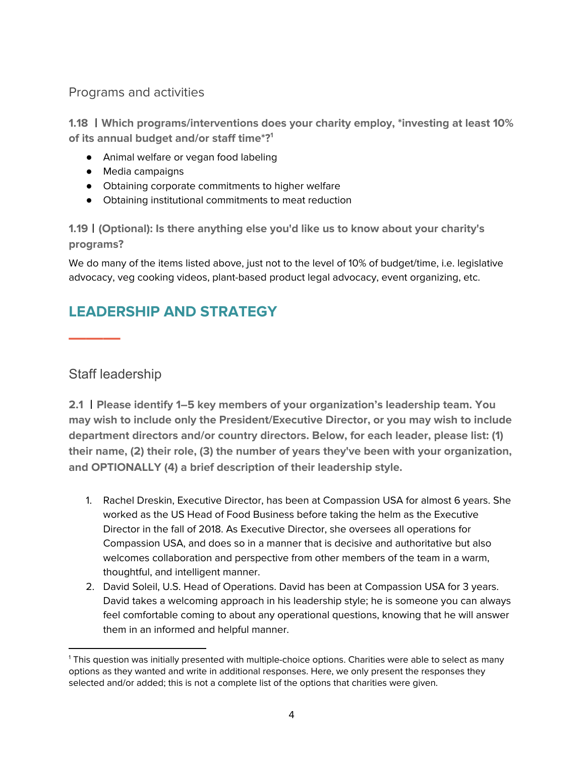### Programs and activities

**1.18 | Which programs/interventions does your charity employ, \*investing at least 10% of its annual budget and/or staff time\*?[1]**

- Animal welfare or vegan food labeling
- Media campaigns
- Obtaining corporate commitments to higher welfare
- Obtaining institutional commitments to meat reduction

**1.19 | (Optional): Is there anything else you'd like us to know about your charity's programs?**

We do many of the items listed above, just not to the level of 10% of budget/time, i.e. legislative advocacy, veg cooking videos, plant-based product legal advocacy, event organizing, etc.

## LEADERSHIP AND STRATEGY

### Staff leadership

**2.1 | Please identify 1–5 key members of your organization's leadership team. You may wish to include only the President/Executive Director, or you may wish to include department directors and/or country directors. Below, for each leader, please list: (1) their name, (2) their role, (3) the number of years they've been with your organization, and OPTIONALLY (4) a brief description of their leadership style.**

1. Rachel Dreskin, Executive Director, has been at Compassion USA for almost 6 years. She worked as the US Head of Food Business before taking the helm as the Executive Director in the fall of 2018. As Executive Director, she oversees all operations for Compassion USA, and does so in a manner that is decisive and authoritative but also welcomes collaboration and perspective from other members of the team in a warm, thoughtful, and intelligent manner.
2. David Soleil, U.S. Head of Operations. David has been at Compassion USA for 3 years. David takes a welcoming approach in his leadership style; he is someone you can always feel comfortable coming to about any operational questions, knowing that he will answer them in an informed and helpful manner.

[1] This question was initially presented with multiple-choice options. Charities were able to select as many options as they wanted and write in additional responses. Here, we only present the responses they selected and/or added; this is not a complete list of the options that charities were given.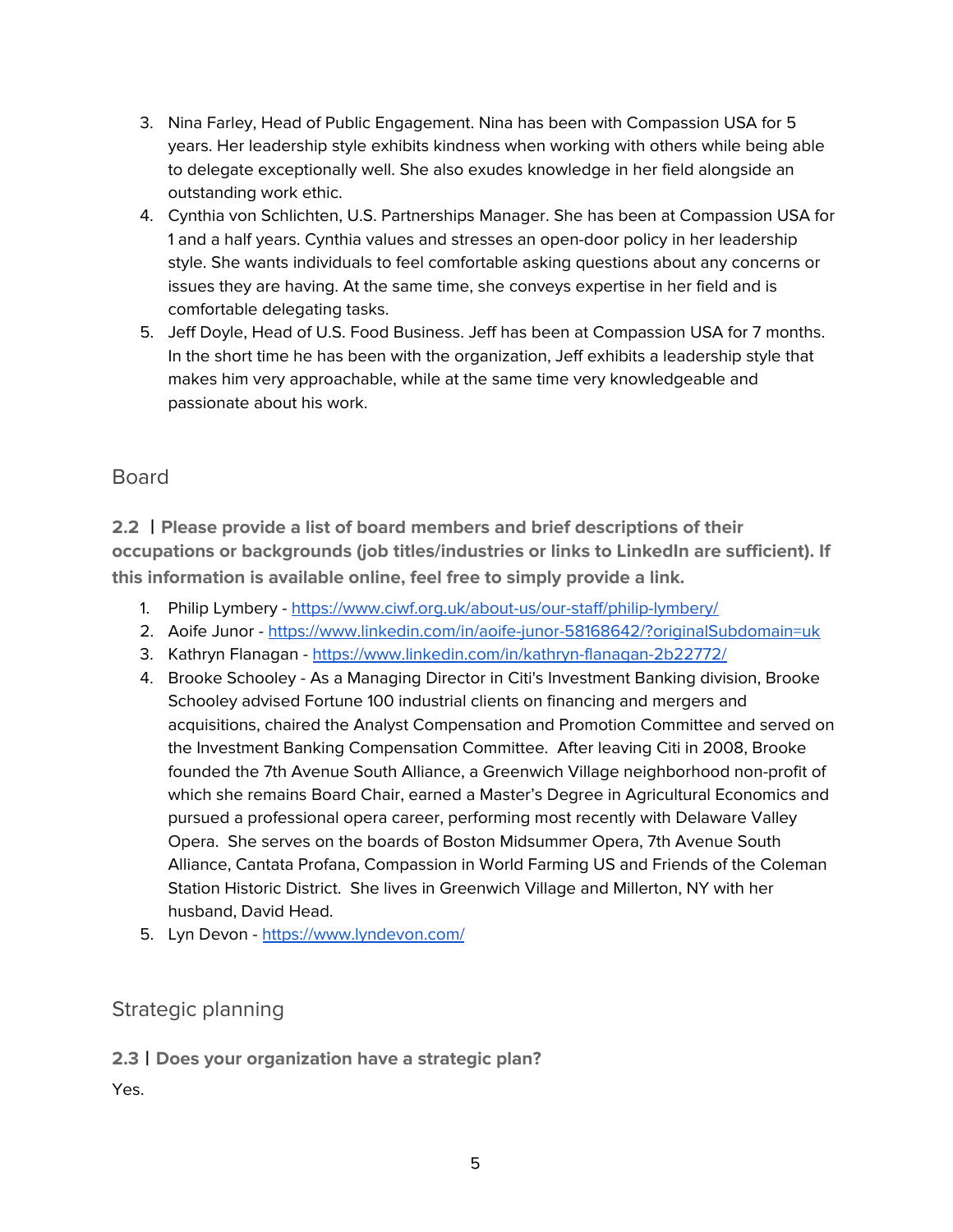3. Nina Farley, Head of Public Engagement. Nina has been with Compassion USA for 5 years. Her leadership style exhibits kindness when working with others while being able to delegate exceptionally well. She also exudes knowledge in her field alongside an outstanding work ethic.
4. Cynthia von Schlichten, U.S. Partnerships Manager. She has been at Compassion USA for 1 and a half years. Cynthia values and stresses an open-door policy in her leadership style. She wants individuals to feel comfortable asking questions about any concerns or issues they are having. At the same time, she conveys expertise in her field and is comfortable delegating tasks.
5. Jeff Doyle, Head of U.S. Food Business. Jeff has been at Compassion USA for 7 months. In the short time he has been with the organization, Jeff exhibits a leadership style that makes him very approachable, while at the same time very knowledgeable and passionate about his work.

## Board

**2.2 | Please provide a list of board members and brief descriptions of their occupations or backgrounds (job titles/industries or links to LinkedIn are sufficient). If this information is available online, feel free to simply provide a link.**

1. Philip Lymbery - https://www.ciwf.org.uk/about-us/our-staff/philip-lymbery/
2. Aoife Junor - https://www.linkedin.com/in/aoife-junor-58168642/?originalSubdomain=uk
3. Kathryn Flanagan - https://www.linkedin.com/in/kathryn-flanagan-2b22772/
4. Brooke Schooley - As a Managing Director in Citi's Investment Banking division, Brooke Schooley advised Fortune 100 industrial clients on financing and mergers and acquisitions, chaired the Analyst Compensation and Promotion Committee and served on the Investment Banking Compensation Committee. After leaving Citi in 2008, Brooke founded the 7th Avenue South Alliance, a Greenwich Village neighborhood non-profit of which she remains Board Chair, earned a Master's Degree in Agricultural Economics and pursued a professional opera career, performing most recently with Delaware Valley Opera. She serves on the boards of Boston Midsummer Opera, 7th Avenue South Alliance, Cantata Profana, Compassion in World Farming US and Friends of the Coleman Station Historic District. She lives in Greenwich Village and Millerton, NY with her husband, David Head.
5. Lyn Devon - https://www.lyndevon.com/

## Strategic planning

**2.3 | Does your organization have a strategic plan?**

Yes.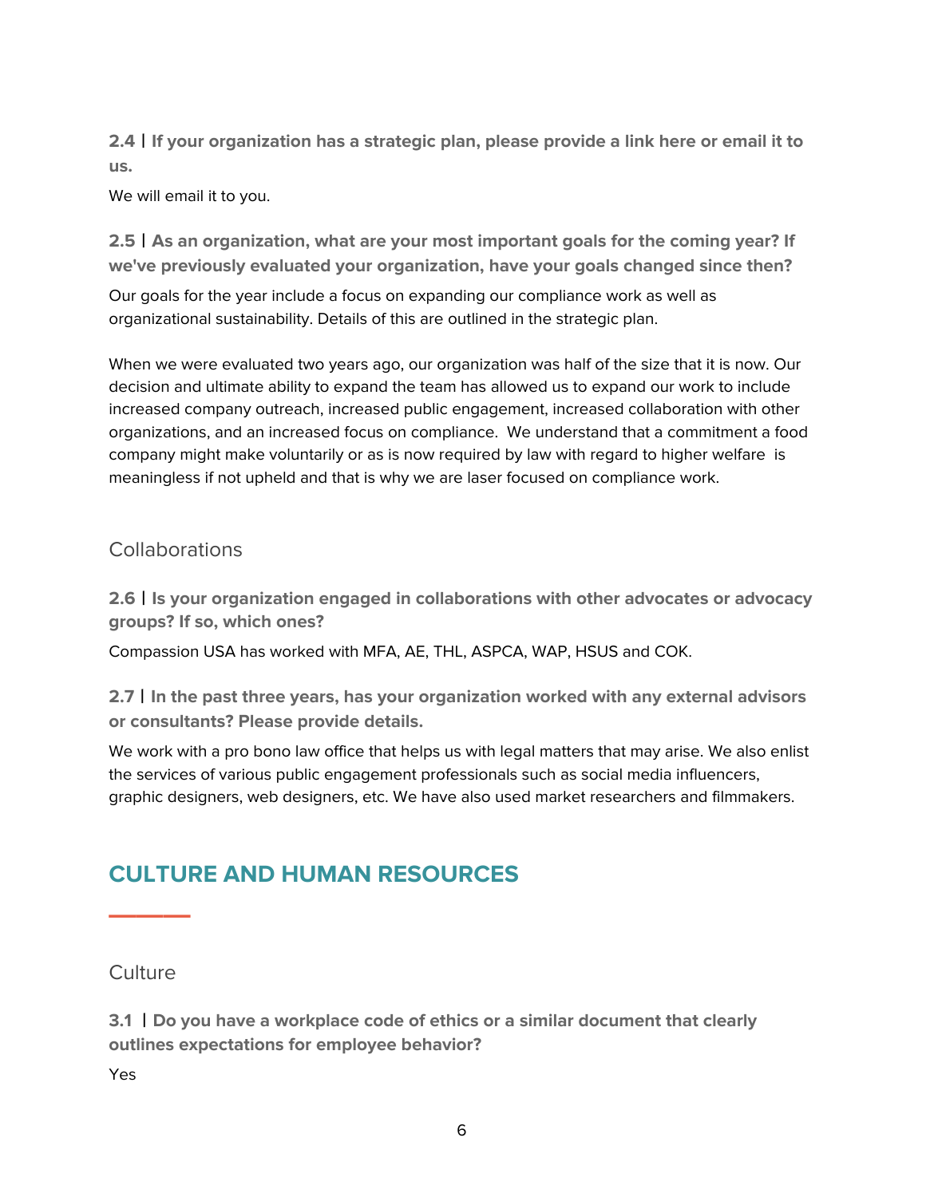**2.4 | If your organization has a strategic plan, please provide a link here or email it to us.**

We will email it to you.

**2.5 | As an organization, what are your most important goals for the coming year? If we've previously evaluated your organization, have your goals changed since then?**

Our goals for the year include a focus on expanding our compliance work as well as organizational sustainability. Details of this are outlined in the strategic plan.

When we were evaluated two years ago, our organization was half of the size that it is now. Our decision and ultimate ability to expand the team has allowed us to expand our work to include increased company outreach, increased public engagement, increased collaboration with other organizations, and an increased focus on compliance. We understand that a commitment a food company might make voluntarily or as is now required by law with regard to higher welfare is meaningless if not upheld and that is why we are laser focused on compliance work.

### Collaborations

**2.6 | Is your organization engaged in collaborations with other advocates or advocacy groups? If so, which ones?**

Compassion USA has worked with MFA, AE, THL, ASPCA, WAP, HSUS and COK.

**2.7 | In the past three years, has your organization worked with any external advisors or consultants? Please provide details.**

We work with a pro bono law office that helps us with legal matters that may arise. We also enlist the services of various public engagement professionals such as social media influencers, graphic designers, web designers, etc. We have also used market researchers and filmmakers.

## CULTURE AND HUMAN RESOURCES

### Culture

**3.1 | Do you have a workplace code of ethics or a similar document that clearly outlines expectations for employee behavior?**

Yes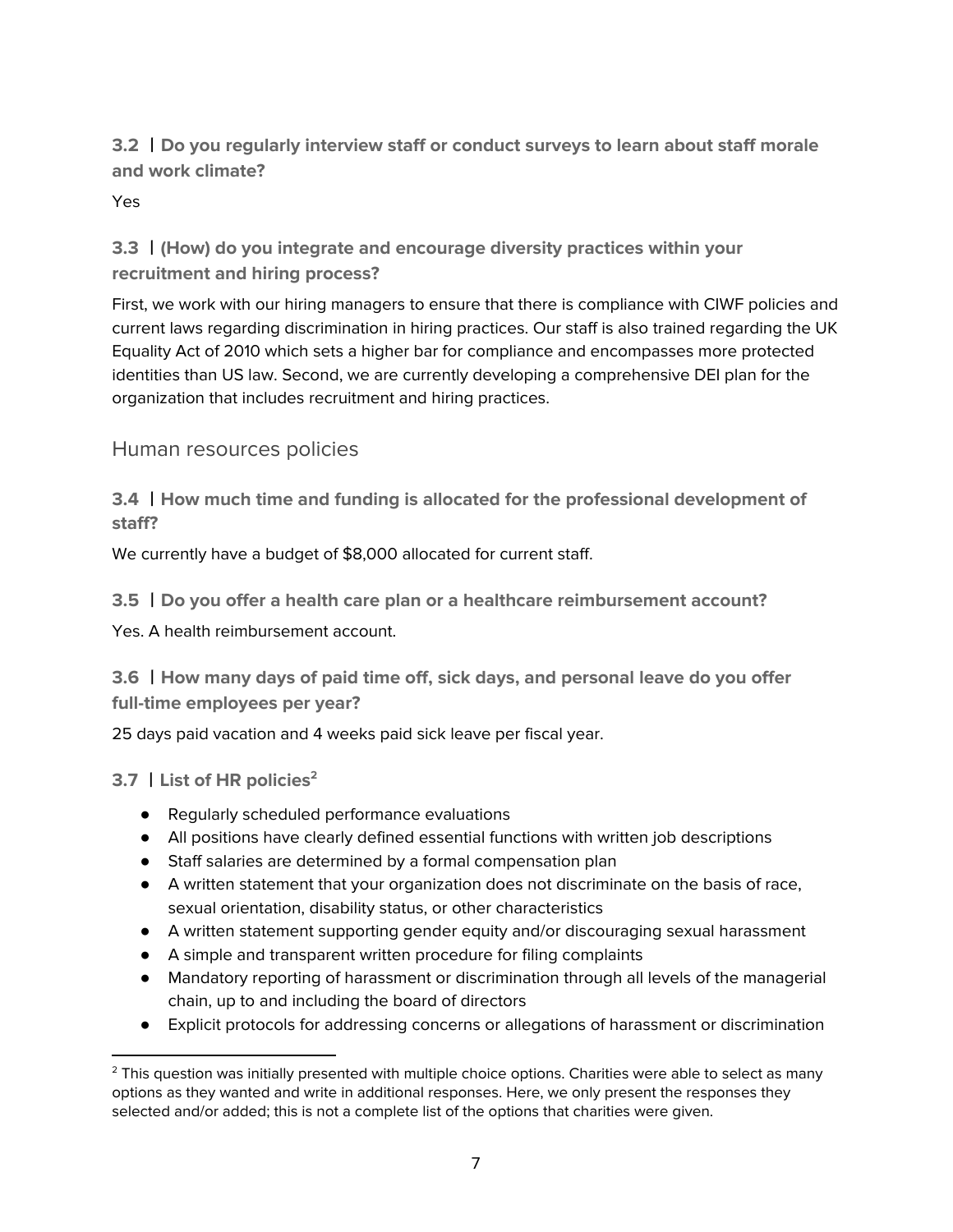### 3.2 | Do you regularly interview staff or conduct surveys to learn about staff morale and work climate?

Yes

### 3.3 | (How) do you integrate and encourage diversity practices within your recruitment and hiring process?

First, we work with our hiring managers to ensure that there is compliance with CIWF policies and current laws regarding discrimination in hiring practices. Our staff is also trained regarding the UK Equality Act of 2010 which sets a higher bar for compliance and encompasses more protected identities than US law. Second, we are currently developing a comprehensive DEI plan for the organization that includes recruitment and hiring practices.

## Human resources policies

### 3.4 | How much time and funding is allocated for the professional development of staff?

We currently have a budget of $8,000 allocated for current staff.

### 3.5 | Do you offer a health care plan or a healthcare reimbursement account?

Yes. A health reimbursement account.

### 3.6 | How many days of paid time off, sick days, and personal leave do you offer full-time employees per year?

25 days paid vacation and 4 weeks paid sick leave per fiscal year.

### 3.7 | List of HR policies[2]

- Regularly scheduled performance evaluations
- All positions have clearly defined essential functions with written job descriptions
- Staff salaries are determined by a formal compensation plan
- A written statement that your organization does not discriminate on the basis of race, sexual orientation, disability status, or other characteristics
- A written statement supporting gender equity and/or discouraging sexual harassment
- A simple and transparent written procedure for filing complaints
- Mandatory reporting of harassment or discrimination through all levels of the managerial chain, up to and including the board of directors
- Explicit protocols for addressing concerns or allegations of harassment or discrimination

[2] This question was initially presented with multiple choice options. Charities were able to select as many options as they wanted and write in additional responses. Here, we only present the responses they selected and/or added; this is not a complete list of the options that charities were given.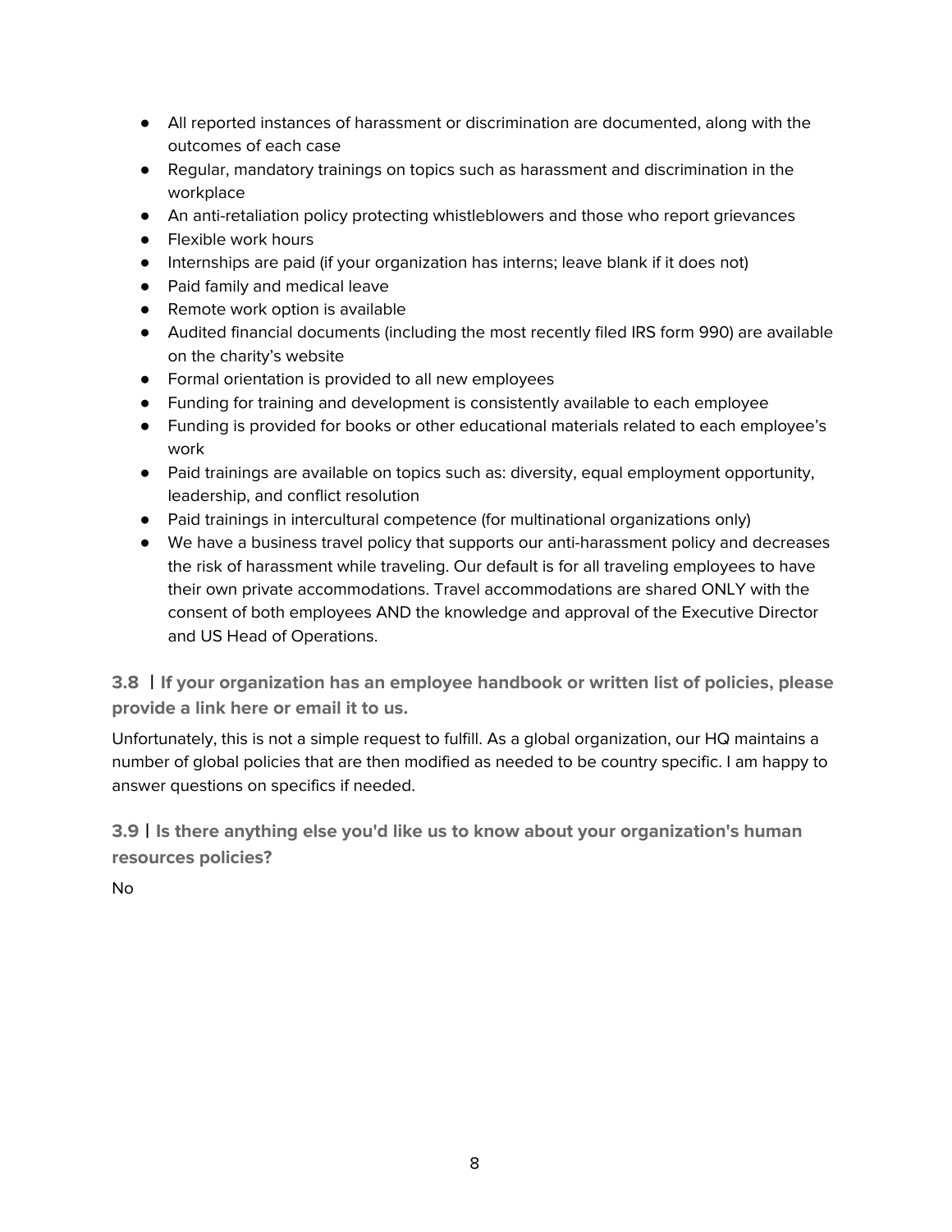- All reported instances of harassment or discrimination are documented, along with the outcomes of each case
- Regular, mandatory trainings on topics such as harassment and discrimination in the workplace
- An anti-retaliation policy protecting whistleblowers and those who report grievances
- Flexible work hours
- Internships are paid (if your organization has interns; leave blank if it does not)
- Paid family and medical leave
- Remote work option is available
- Audited financial documents (including the most recently filed IRS form 990) are available on the charity's website
- Formal orientation is provided to all new employees
- Funding for training and development is consistently available to each employee
- Funding is provided for books or other educational materials related to each employee's work
- Paid trainings are available on topics such as: diversity, equal employment opportunity, leadership, and conflict resolution
- Paid trainings in intercultural competence (for multinational organizations only)
- We have a business travel policy that supports our anti-harassment policy and decreases the risk of harassment while traveling. Our default is for all traveling employees to have their own private accommodations. Travel accommodations are shared ONLY with the consent of both employees AND the knowledge and approval of the Executive Director and US Head of Operations.

### 3.8 | If your organization has an employee handbook or written list of policies, please provide a link here or email it to us.

Unfortunately, this is not a simple request to fulfill. As a global organization, our HQ maintains a number of global policies that are then modified as needed to be country specific. I am happy to answer questions on specifics if needed.

### 3.9 | Is there anything else you'd like us to know about your organization's human resources policies?

No